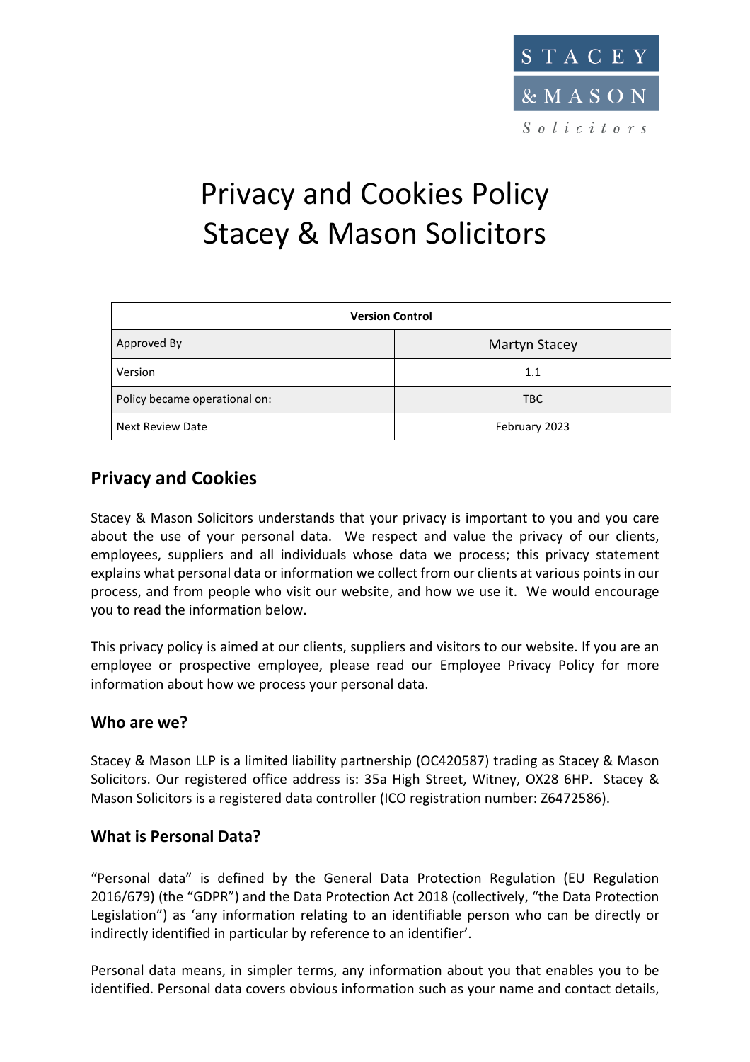STACEY & MASON Solicitors

# Privacy and Cookies Policy
# Stacey & Mason Solicitors

| Version Control | |
| --- | --- |
| Approved By | Martyn Stacey |
| Version | 1.1 |
| Policy became operational on: | TBC |
| Next Review Date | February 2023 |

## Privacy and Cookies

Stacey & Mason Solicitors understands that your privacy is important to you and you care about the use of your personal data. We respect and value the privacy of our clients, employees, suppliers and all individuals whose data we process; this privacy statement explains what personal data or information we collect from our clients at various points in our process, and from people who visit our website, and how we use it. We would encourage you to read the information below.

This privacy policy is aimed at our clients, suppliers and visitors to our website. If you are an employee or prospective employee, please read our Employee Privacy Policy for more information about how we process your personal data.

### Who are we?

Stacey & Mason LLP is a limited liability partnership (OC420587) trading as Stacey & Mason Solicitors. Our registered office address is: 35a High Street, Witney, OX28 6HP. Stacey & Mason Solicitors is a registered data controller (ICO registration number: Z6472586).

### What is Personal Data?

"Personal data" is defined by the General Data Protection Regulation (EU Regulation 2016/679) (the "GDPR") and the Data Protection Act 2018 (collectively, "the Data Protection Legislation") as 'any information relating to an identifiable person who can be directly or indirectly identified in particular by reference to an identifier'.

Personal data means, in simpler terms, any information about you that enables you to be identified. Personal data covers obvious information such as your name and contact details,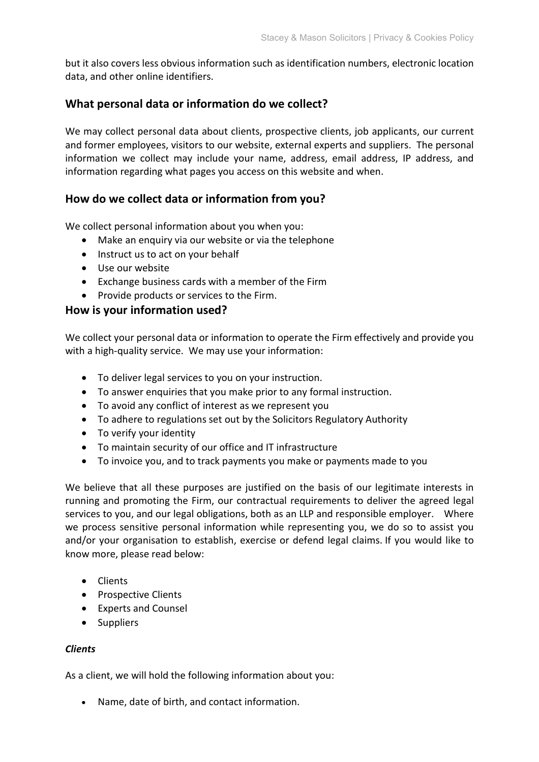but it also covers less obvious information such as identification numbers, electronic location data, and other online identifiers.

## What personal data or information do we collect?

We may collect personal data about clients, prospective clients, job applicants, our current and former employees, visitors to our website, external experts and suppliers. The personal information we collect may include your name, address, email address, IP address, and information regarding what pages you access on this website and when.

## How do we collect data or information from you?

We collect personal information about you when you:

- Make an enquiry via our website or via the telephone
- Instruct us to act on your behalf
- Use our website
- Exchange business cards with a member of the Firm
- Provide products or services to the Firm.

## How is your information used?

We collect your personal data or information to operate the Firm effectively and provide you with a high-quality service. We may use your information:

- To deliver legal services to you on your instruction.
- To answer enquiries that you make prior to any formal instruction.
- To avoid any conflict of interest as we represent you
- To adhere to regulations set out by the Solicitors Regulatory Authority
- To verify your identity
- To maintain security of our office and IT infrastructure
- To invoice you, and to track payments you make or payments made to you

We believe that all these purposes are justified on the basis of our legitimate interests in running and promoting the Firm, our contractual requirements to deliver the agreed legal services to you, and our legal obligations, both as an LLP and responsible employer. Where we process sensitive personal information while representing you, we do so to assist you and/or your organisation to establish, exercise or defend legal claims. If you would like to know more, please read below:

- Clients
- Prospective Clients
- Experts and Counsel
- Suppliers

***Clients***

As a client, we will hold the following information about you:

- Name, date of birth, and contact information.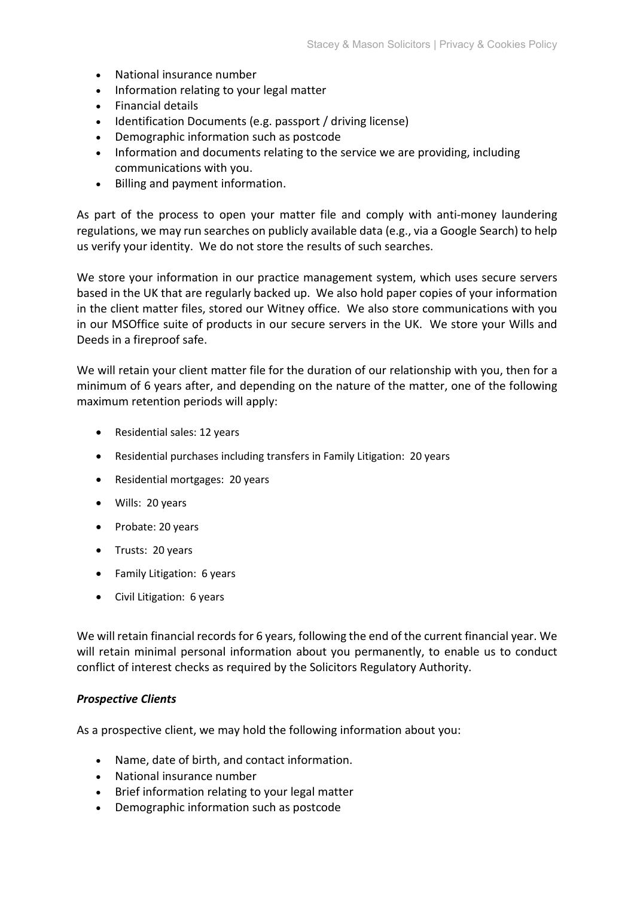- National insurance number
- Information relating to your legal matter
- Financial details
- Identification Documents (e.g. passport / driving license)
- Demographic information such as postcode
- Information and documents relating to the service we are providing, including communications with you.
- Billing and payment information.

As part of the process to open your matter file and comply with anti-money laundering regulations, we may run searches on publicly available data (e.g., via a Google Search) to help us verify your identity. We do not store the results of such searches.

We store your information in our practice management system, which uses secure servers based in the UK that are regularly backed up. We also hold paper copies of your information in the client matter files, stored our Witney office. We also store communications with you in our MSOffice suite of products in our secure servers in the UK. We store your Wills and Deeds in a fireproof safe.

We will retain your client matter file for the duration of our relationship with you, then for a minimum of 6 years after, and depending on the nature of the matter, one of the following maximum retention periods will apply:

- Residential sales: 12 years
- Residential purchases including transfers in Family Litigation: 20 years
- Residential mortgages: 20 years
- Wills: 20 years
- Probate: 20 years
- Trusts: 20 years
- Family Litigation: 6 years
- Civil Litigation: 6 years

We will retain financial records for 6 years, following the end of the current financial year. We will retain minimal personal information about you permanently, to enable us to conduct conflict of interest checks as required by the Solicitors Regulatory Authority.

***Prospective Clients***

As a prospective client, we may hold the following information about you:

- Name, date of birth, and contact information.
- National insurance number
- Brief information relating to your legal matter
- Demographic information such as postcode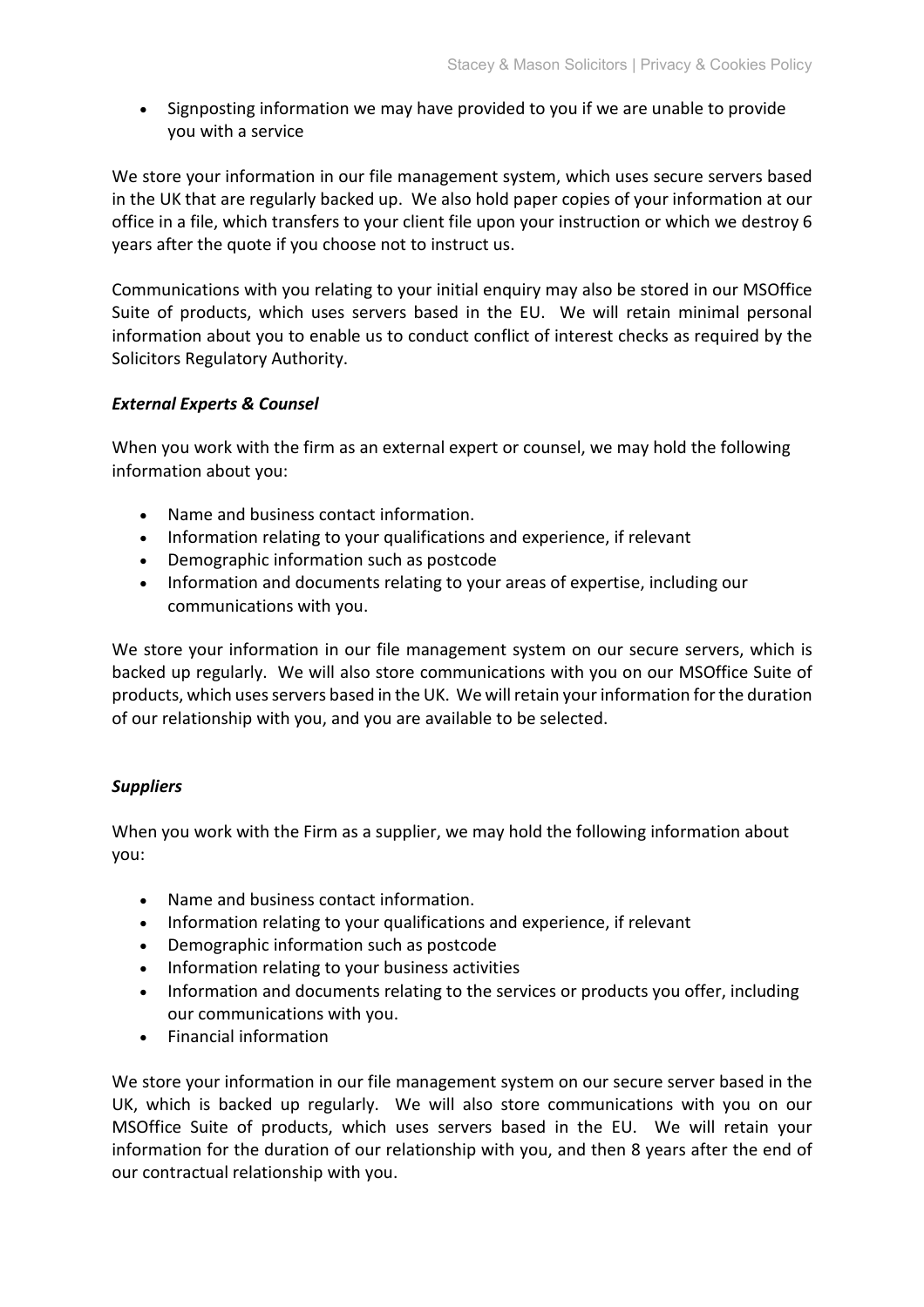- Signposting information we may have provided to you if we are unable to provide you with a service

We store your information in our file management system, which uses secure servers based in the UK that are regularly backed up. We also hold paper copies of your information at our office in a file, which transfers to your client file upon your instruction or which we destroy 6 years after the quote if you choose not to instruct us.

Communications with you relating to your initial enquiry may also be stored in our MSOffice Suite of products, which uses servers based in the EU. We will retain minimal personal information about you to enable us to conduct conflict of interest checks as required by the Solicitors Regulatory Authority.

***External Experts & Counsel***

When you work with the firm as an external expert or counsel, we may hold the following information about you:

- Name and business contact information.
- Information relating to your qualifications and experience, if relevant
- Demographic information such as postcode
- Information and documents relating to your areas of expertise, including our communications with you.

We store your information in our file management system on our secure servers, which is backed up regularly. We will also store communications with you on our MSOffice Suite of products, which uses servers based in the UK. We will retain your information for the duration of our relationship with you, and you are available to be selected.

***Suppliers***

When you work with the Firm as a supplier, we may hold the following information about you:

- Name and business contact information.
- Information relating to your qualifications and experience, if relevant
- Demographic information such as postcode
- Information relating to your business activities
- Information and documents relating to the services or products you offer, including our communications with you.
- Financial information

We store your information in our file management system on our secure server based in the UK, which is backed up regularly. We will also store communications with you on our MSOffice Suite of products, which uses servers based in the EU. We will retain your information for the duration of our relationship with you, and then 8 years after the end of our contractual relationship with you.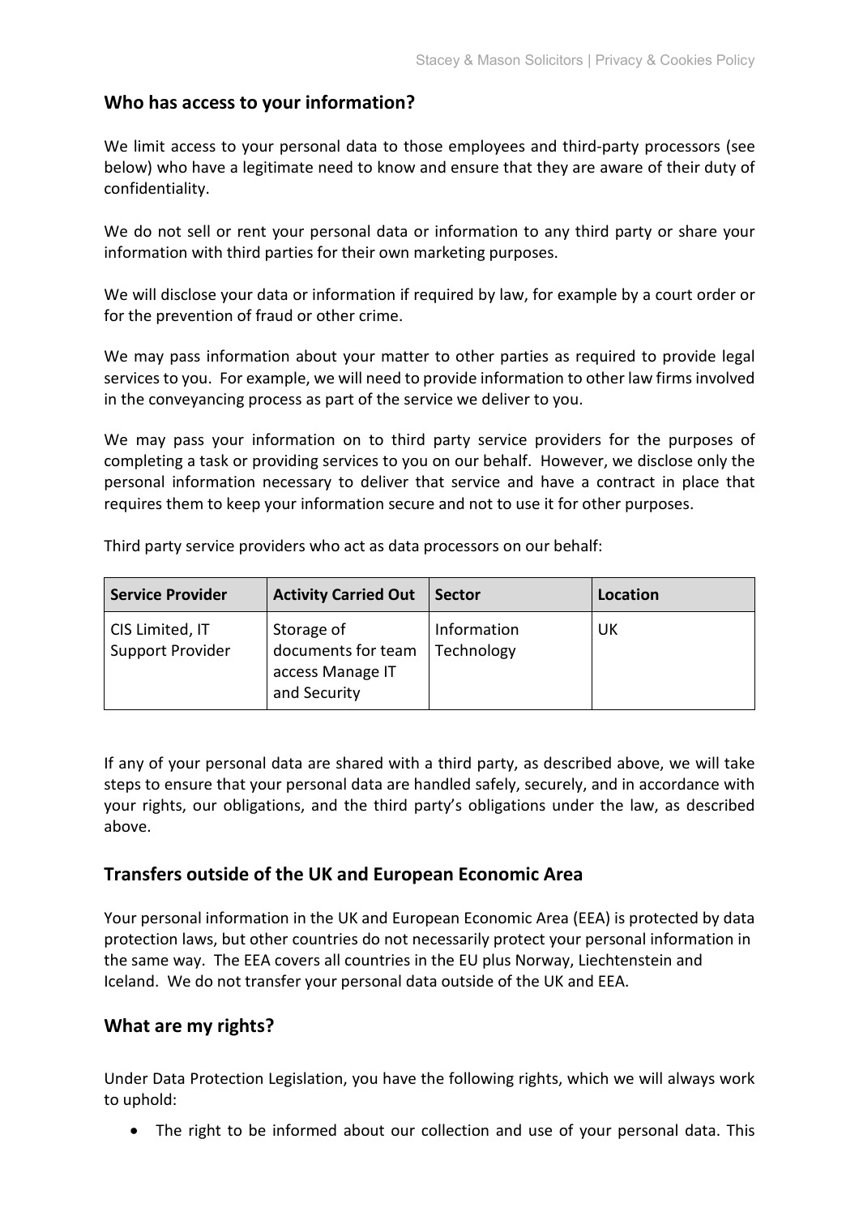## Who has access to your information?

We limit access to your personal data to those employees and third-party processors (see below) who have a legitimate need to know and ensure that they are aware of their duty of confidentiality.

We do not sell or rent your personal data or information to any third party or share your information with third parties for their own marketing purposes.

We will disclose your data or information if required by law, for example by a court order or for the prevention of fraud or other crime.

We may pass information about your matter to other parties as required to provide legal services to you. For example, we will need to provide information to other law firms involved in the conveyancing process as part of the service we deliver to you.

We may pass your information on to third party service providers for the purposes of completing a task or providing services to you on our behalf. However, we disclose only the personal information necessary to deliver that service and have a contract in place that requires them to keep your information secure and not to use it for other purposes.

Third party service providers who act as data processors on our behalf:

| Service Provider | Activity Carried Out | Sector | Location |
| --- | --- | --- | --- |
| CIS Limited, IT Support Provider | Storage of documents for team access Manage IT and Security | Information Technology | UK |

If any of your personal data are shared with a third party, as described above, we will take steps to ensure that your personal data are handled safely, securely, and in accordance with your rights, our obligations, and the third party's obligations under the law, as described above.

## Transfers outside of the UK and European Economic Area

Your personal information in the UK and European Economic Area (EEA) is protected by data protection laws, but other countries do not necessarily protect your personal information in the same way. The EEA covers all countries in the EU plus Norway, Liechtenstein and Iceland. We do not transfer your personal data outside of the UK and EEA.

## What are my rights?

Under Data Protection Legislation, you have the following rights, which we will always work to uphold:

- The right to be informed about our collection and use of your personal data. This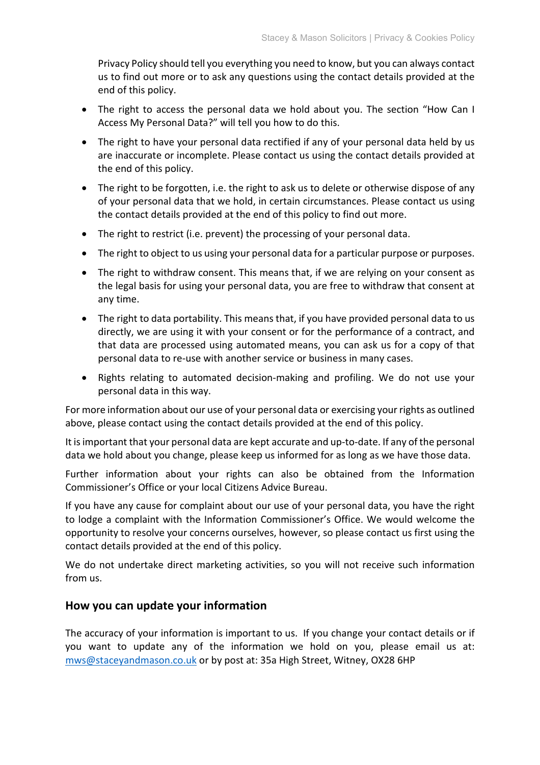Privacy Policy should tell you everything you need to know, but you can always contact us to find out more or to ask any questions using the contact details provided at the end of this policy.

- The right to access the personal data we hold about you. The section "How Can I Access My Personal Data?" will tell you how to do this.
- The right to have your personal data rectified if any of your personal data held by us are inaccurate or incomplete. Please contact us using the contact details provided at the end of this policy.
- The right to be forgotten, i.e. the right to ask us to delete or otherwise dispose of any of your personal data that we hold, in certain circumstances. Please contact us using the contact details provided at the end of this policy to find out more.
- The right to restrict (i.e. prevent) the processing of your personal data.
- The right to object to us using your personal data for a particular purpose or purposes.
- The right to withdraw consent. This means that, if we are relying on your consent as the legal basis for using your personal data, you are free to withdraw that consent at any time.
- The right to data portability. This means that, if you have provided personal data to us directly, we are using it with your consent or for the performance of a contract, and that data are processed using automated means, you can ask us for a copy of that personal data to re-use with another service or business in many cases.
- Rights relating to automated decision-making and profiling. We do not use your personal data in this way.

For more information about our use of your personal data or exercising your rights as outlined above, please contact using the contact details provided at the end of this policy.

It is important that your personal data are kept accurate and up-to-date. If any of the personal data we hold about you change, please keep us informed for as long as we have those data.

Further information about your rights can also be obtained from the Information Commissioner's Office or your local Citizens Advice Bureau.

If you have any cause for complaint about our use of your personal data, you have the right to lodge a complaint with the Information Commissioner's Office. We would welcome the opportunity to resolve your concerns ourselves, however, so please contact us first using the contact details provided at the end of this policy.

We do not undertake direct marketing activities, so you will not receive such information from us.

## How you can update your information

The accuracy of your information is important to us. If you change your contact details or if you want to update any of the information we hold on you, please email us at: mws@staceyandmason.co.uk or by post at: 35a High Street, Witney, OX28 6HP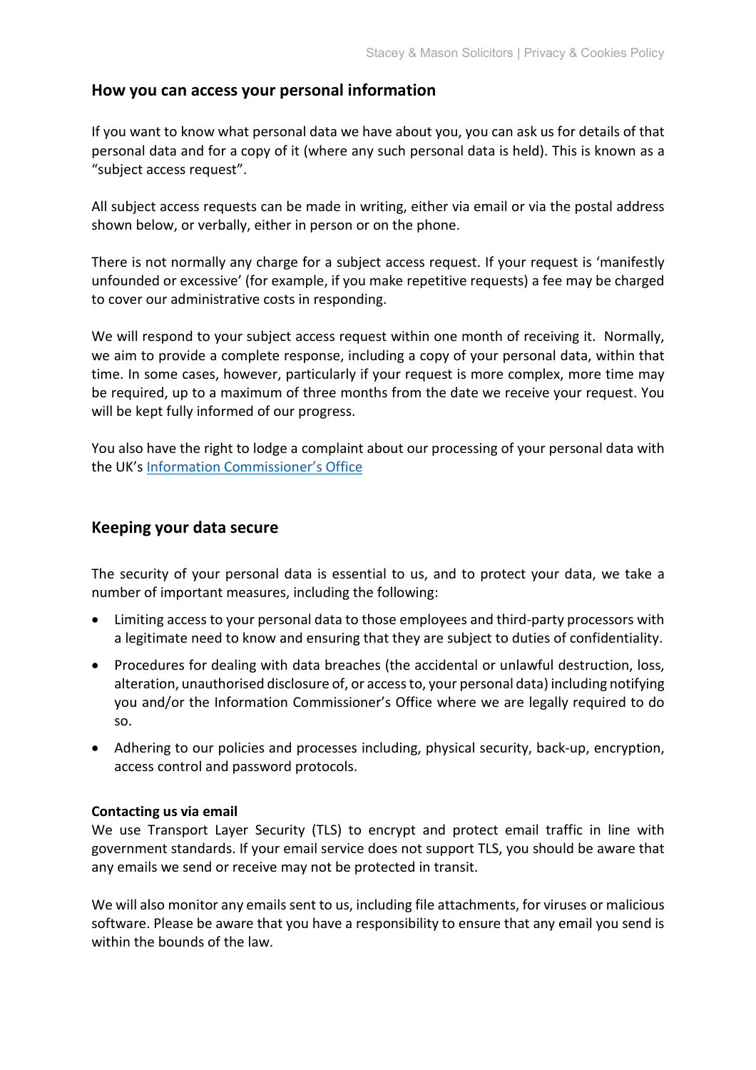## How you can access your personal information

If you want to know what personal data we have about you, you can ask us for details of that personal data and for a copy of it (where any such personal data is held). This is known as a "subject access request".

All subject access requests can be made in writing, either via email or via the postal address shown below, or verbally, either in person or on the phone.

There is not normally any charge for a subject access request. If your request is 'manifestly unfounded or excessive' (for example, if you make repetitive requests) a fee may be charged to cover our administrative costs in responding.

We will respond to your subject access request within one month of receiving it. Normally, we aim to provide a complete response, including a copy of your personal data, within that time. In some cases, however, particularly if your request is more complex, more time may be required, up to a maximum of three months from the date we receive your request. You will be kept fully informed of our progress.

You also have the right to lodge a complaint about our processing of your personal data with the UK's [Information Commissioner's Office]

## Keeping your data secure

The security of your personal data is essential to us, and to protect your data, we take a number of important measures, including the following:

- Limiting access to your personal data to those employees and third-party processors with a legitimate need to know and ensuring that they are subject to duties of confidentiality.
- Procedures for dealing with data breaches (the accidental or unlawful destruction, loss, alteration, unauthorised disclosure of, or access to, your personal data) including notifying you and/or the Information Commissioner's Office where we are legally required to do so.
- Adhering to our policies and processes including, physical security, back-up, encryption, access control and password protocols.

**Contacting us via email**
We use Transport Layer Security (TLS) to encrypt and protect email traffic in line with government standards. If your email service does not support TLS, you should be aware that any emails we send or receive may not be protected in transit.

We will also monitor any emails sent to us, including file attachments, for viruses or malicious software. Please be aware that you have a responsibility to ensure that any email you send is within the bounds of the law.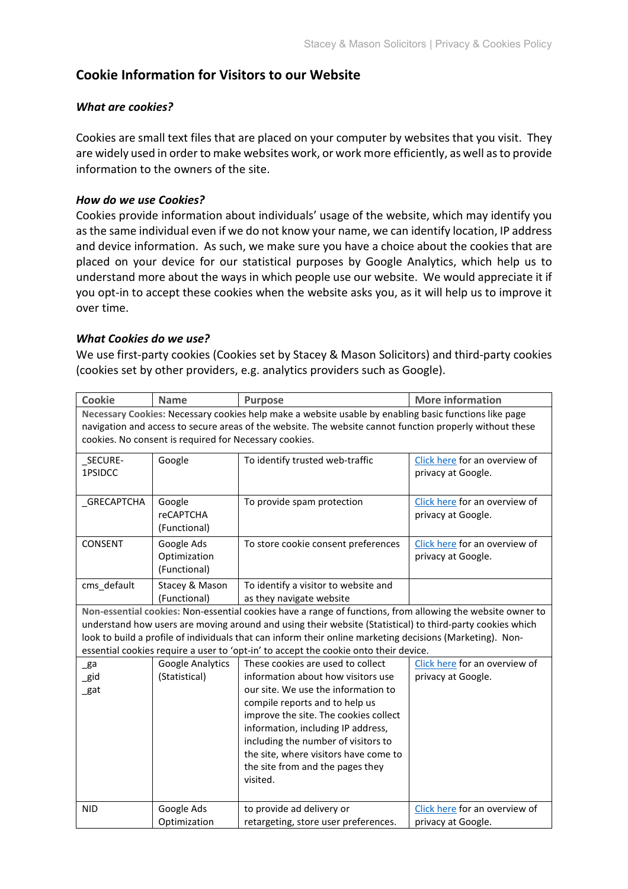## Cookie Information for Visitors to our Website

### *What are cookies?*

Cookies are small text files that are placed on your computer by websites that you visit. They are widely used in order to make websites work, or work more efficiently, as well as to provide information to the owners of the site.

### *How do we use Cookies?*

Cookies provide information about individuals' usage of the website, which may identify you as the same individual even if we do not know your name, we can identify location, IP address and device information. As such, we make sure you have a choice about the cookies that are placed on your device for our statistical purposes by Google Analytics, which help us to understand more about the ways in which people use our website. We would appreciate it if you opt-in to accept these cookies when the website asks you, as it will help us to improve it over time.

### *What Cookies do we use?*

We use first-party cookies (Cookies set by Stacey & Mason Solicitors) and third-party cookies (cookies set by other providers, e.g. analytics providers such as Google).

| Cookie | Name | Purpose | More information |
|---|---|---|---|
| **Necessary Cookies:** Necessary cookies help make a website usable by enabling basic functions like page navigation and access to secure areas of the website. The website cannot function properly without these cookies. No consent is required for Necessary cookies. | | | |
| _SECURE-1PSIDCC | Google | To identify trusted web-traffic | Click here for an overview of privacy at Google. |
| _GRECAPTCHA | Google reCAPTCHA (Functional) | To provide spam protection | Click here for an overview of privacy at Google. |
| CONSENT | Google Ads Optimization (Functional) | To store cookie consent preferences | Click here for an overview of privacy at Google. |
| cms_default | Stacey & Mason (Functional) | To identify a visitor to website and as they navigate website | |
| **Non-essential cookies:** Non-essential cookies have a range of functions, from allowing the website owner to understand how users are moving around and using their website (Statistical) to third-party cookies which look to build a profile of individuals that can inform their online marketing decisions (Marketing). Non-essential cookies require a user to 'opt-in' to accept the cookie onto their device. | | | |
| _ga<br>_gid<br>_gat | Google Analytics (Statistical) | These cookies are used to collect information about how visitors use our site. We use the information to compile reports and to help us improve the site. The cookies collect information, including IP address, including the number of visitors to the site, where visitors have come to the site from and the pages they visited. | Click here for an overview of privacy at Google. |
| NID | Google Ads Optimization | to provide ad delivery or retargeting, store user preferences. | Click here for an overview of privacy at Google. |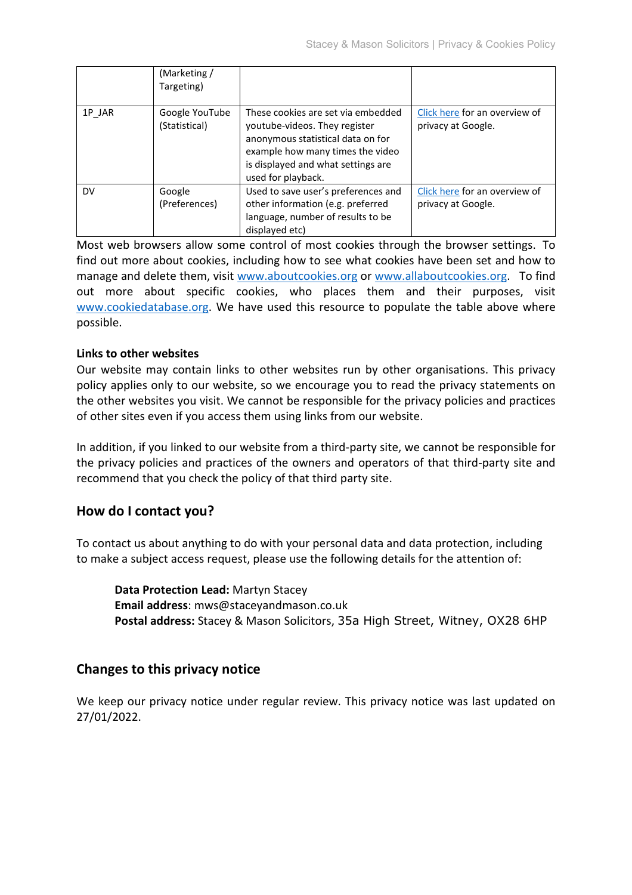| | | | |
|---|---|---|---|
| | (Marketing / Targeting) | | |
| 1P_JAR | Google YouTube (Statistical) | These cookies are set via embedded youtube-videos. They register anonymous statistical data on for example how many times the video is displayed and what settings are used for playback. | Click here for an overview of privacy at Google. |
| DV | Google (Preferences) | Used to save user's preferences and other information (e.g. preferred language, number of results to be displayed etc) | Click here for an overview of privacy at Google. |

Most web browsers allow some control of most cookies through the browser settings. To find out more about cookies, including how to see what cookies have been set and how to manage and delete them, visit www.aboutcookies.org or www.allaboutcookies.org. To find out more about specific cookies, who places them and their purposes, visit www.cookiedatabase.org. We have used this resource to populate the table above where possible.

**Links to other websites**

Our website may contain links to other websites run by other organisations. This privacy policy applies only to our website, so we encourage you to read the privacy statements on the other websites you visit. We cannot be responsible for the privacy policies and practices of other sites even if you access them using links from our website.

In addition, if you linked to our website from a third-party site, we cannot be responsible for the privacy policies and practices of the owners and operators of that third-party site and recommend that you check the policy of that third party site.

## How do I contact you?

To contact us about anything to do with your personal data and data protection, including to make a subject access request, please use the following details for the attention of:

> **Data Protection Lead:** Martyn Stacey
> **Email address**: mws@staceyandmason.co.uk
> **Postal address:** Stacey & Mason Solicitors, 35a High Street, Witney, OX28 6HP

## Changes to this privacy notice

We keep our privacy notice under regular review. This privacy notice was last updated on 27/01/2022.